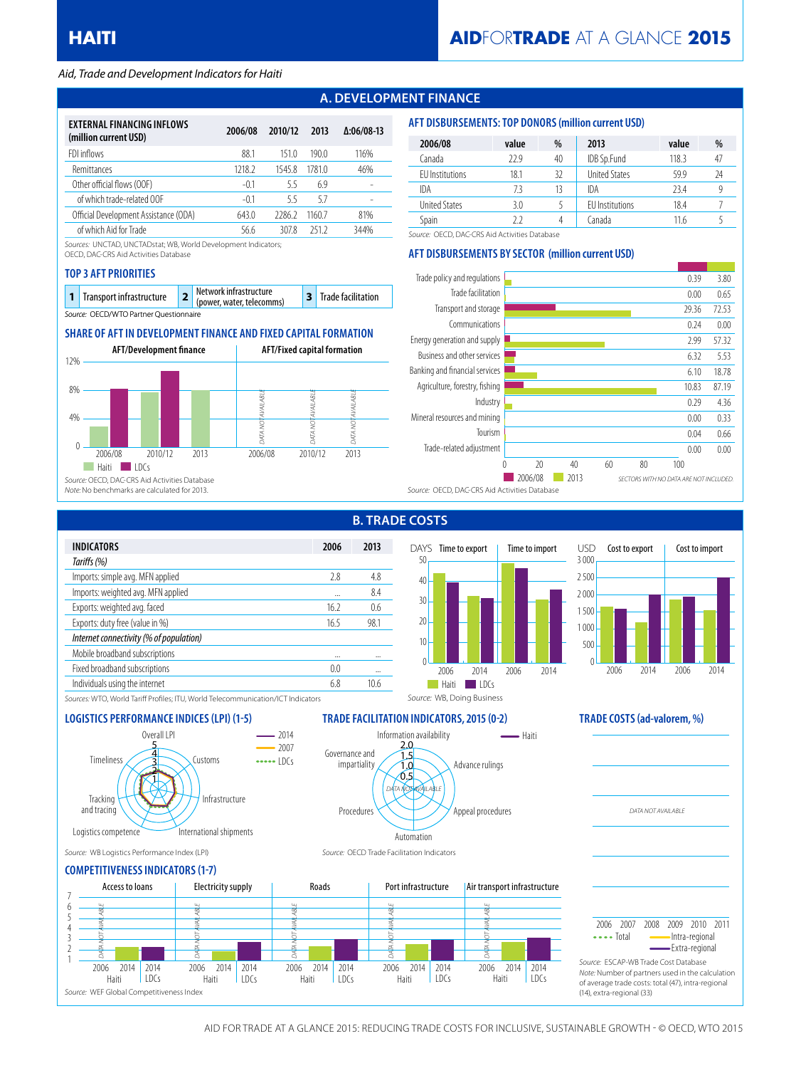# HAITI

**AIDFORTRADE AT A GLANCE 2015**

*Aid, Trade and Development Indicators for Haiti*

## A. DEVELOPMENT FINANCE

| EXTERNAL FINANCING INFLOWS (million current USD) | 2006/08 | 2010/12 | 2013 | Δ:06/08-13 |
|---|---|---|---|---|
| FDI inflows | 88.1 | 151.0 | 190.0 | 116% |
| Remittances | 1218.2 | 1545.8 | 1781.0 | 46% |
| Other official flows (OOF) | -0.1 | 5.5 | 6.9 | - |
| of which trade-related OOF | -0.1 | 5.5 | 5.7 | - |
| Official Development Assistance (ODA) | 643.0 | 2286.2 | 1160.7 | 81% |
| of which Aid for Trade | 56.6 | 307.8 | 251.2 | 344% |

*Sources:* UNCTAD, UNCTADstat; WB, World Development Indicators; OECD, DAC-CRS Aid Activities Database

### AFT DISBURSEMENTS: TOP DONORS (million current USD)

| 2006/08 | value | % | 2013 | value | % |
|---|---|---|---|---|---|
| Canada | 22.9 | 40 | IDB Sp.Fund | 118.3 | 47 |
| EU Institutions | 18.1 | 32 | United States | 59.9 | 24 |
| IDA | 7.3 | 13 | IDA | 23.4 | 9 |
| United States | 3.0 | 5 | EU Institutions | 18.4 | 7 |
| Spain | 2.2 | 4 | Canada | 11.6 | 5 |

*Source:* OECD, DAC-CRS Aid Activities Database

### TOP 3 AFT PRIORITIES

1. Transport infrastructure
2. Network infrastructure (power, water, telecoms)
3. Trade facilitation

*Source:* OECD/WTO Partner Questionnaire

### AFT DISBURSEMENTS BY SECTOR (million current USD)

| Sector | 2006/08 | 2013 |
|---|---|---|
| Trade policy and regulations | 0.39 | 3.80 |
| Trade facilitation | 0.00 | 0.65 |
| Transport and storage | 29.36 | 72.53 |
| Communications | 0.24 | 0.00 |
| Energy generation and supply | 2.99 | 57.32 |
| Business and other services | 6.32 | 5.53 |
| Banking and financial services | 6.10 | 18.78 |
| Agriculture, forestry, fishing | 10.83 | 87.19 |
| Industry | 0.29 | 4.36 |
| Mineral resources and mining | 0.00 | 0.33 |
| Tourism | 0.04 | 0.66 |
| Trade-related adjustment | 0.00 | 0.00 |

SECTORS WITH NO DATA ARE NOT INCLUDED.

*Source:* OECD, DAC-CRS Aid Activities Database

### SHARE OF AFT IN DEVELOPMENT FINANCE AND FIXED CAPITAL FORMATION

AFT/Development finance: 2006/08, 2010/12, 2013 (Haiti, LDCs)

AFT/Fixed capital formation: DATA NOT AVAILABLE (2006/08, 2010/12, 2013)

*Source:* OECD, DAC-CRS Aid Activities Database
*Note:* No benchmarks are calculated for 2013.

## B. TRADE COSTS

| INDICATORS | 2006 | 2013 |
|---|---|---|
| *Tariffs (%)* | | |
| Imports: simple avg. MFN applied | 2.8 | 4.8 |
| Imports: weighted avg. MFN applied | ... | 8.4 |
| Exports: weighted avg. faced | 16.2 | 0.6 |
| Exports: duty free (value in %) | 16.5 | 98.1 |
| *Internet connectivity (% of population)* | | |
| Mobile broadband subscriptions | ... | ... |
| Fixed broadband subscriptions | 0.0 | ... |
| Individuals using the internet | 6.8 | 10.6 |

*Sources:* WTO, World Tariff Profiles; ITU, World Telecommunication/ICT Indicators

Time to export / Time to import (DAYS); Cost to export / Cost to import (USD): 2006, 2014 (Haiti, LDCs)

*Source:* WB, Doing Business

### LOGISTICS PERFORMANCE INDICES (LPI) (1-5)

Overall LPI, Customs, Infrastructure, International shipments, Logistics competence, Tracking and tracing, Timeliness (2014, 2007, LDCs)

*Source:* WB Logistics Performance Index (LPI)

### TRADE FACILITATION INDICATORS, 2015 (0-2)

Information availability, Advance rulings, Appeal procedures, Automation, Procedures, Governance and impartiality (Haiti) — DATA NOT AVAILABLE

*Source:* OECD Trade Facilitation Indicators

### TRADE COSTS (ad-valorem, %)

DATA NOT AVAILABLE

2006, 2007, 2008, 2009, 2010, 2011 — Total, Intra-regional, Extra-regional

*Source:* ESCAP-WB Trade Cost Database
*Note:* Number of partners used in the calculation of average trade costs: total (47), intra-regional (14), extra-regional (33)

### COMPETITIVENESS INDICATORS (1-7)

Access to loans, Electricity supply, Roads, Port infrastructure, Air transport infrastructure: Haiti 2006 (DATA NOT AVAILABLE), Haiti 2014, LDCs 2014

*Source:* WEF Global Competitiveness Index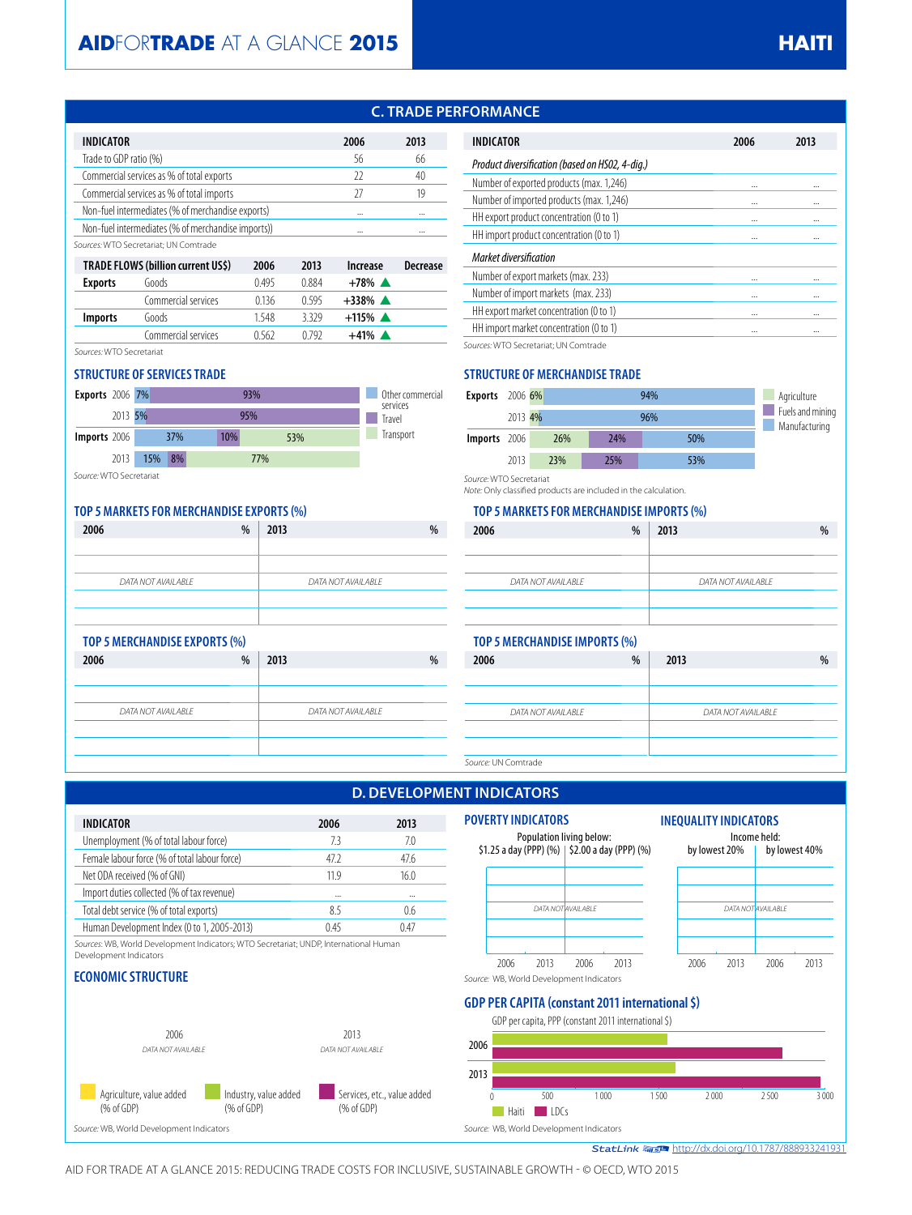# C. TRADE PERFORMANCE

| INDICATOR | 2006 | 2013 |
|---|---|---|
| Trade to GDP ratio (%) | 56 | 66 |
| Commercial services as % of total exports | 22 | 40 |
| Commercial services as % of total imports | 27 | 19 |
| Non-fuel intermediates (% of merchandise exports) | ... | ... |
| Non-fuel intermediates (% of merchandise imports)) | ... | ... |

*Sources:* WTO Secretariat; UN Comtrade

| TRADE FLOWS (billion current US$) | | 2006 | 2013 | Increase | Decrease |
|---|---|---|---|---|---|
| **Exports** | Goods | 0.495 | 0.884 | +78% ▲ | |
| | Commercial services | 0.136 | 0.595 | +338% ▲ | |
| **Imports** | Goods | 1.548 | 3.329 | +115% ▲ | |
| | Commercial services | 0.562 | 0.792 | +41% ▲ | |

*Sources:* WTO Secretariat

| INDICATOR | 2006 | 2013 |
|---|---|---|
| *Product diversification (based on HS02, 4-dig.)* | | |
| Number of exported products (max. 1,246) | ... | ... |
| Number of imported products (max. 1,246) | ... | ... |
| HH export product concentration (0 to 1) | ... | ... |
| HH import product concentration (0 to 1) | ... | ... |
| *Market diversification* | | |
| Number of export markets (max. 233) | ... | ... |
| Number of import markets (max. 233) | ... | ... |
| HH export market concentration (0 to 1) | ... | ... |
| HH import market concentration (0 to 1) | ... | ... |

*Sources:* WTO Secretariat; UN Comtrade

### STRUCTURE OF SERVICES TRADE

Exports 2006 7% 93%
2013 5% 95%
Imports 2006 37% 10% 53%
2013 15% 8% 77%

Other commercial services
Travel
Transport

*Source:* WTO Secretariat

### STRUCTURE OF MERCHANDISE TRADE

Exports 2006 6% 94%
2013 4% 96%
Imports 2006 26% 24% 50%
2013 23% 25% 53%

Agriculture
Fuels and mining
Manufacturing

*Source:* WTO Secretariat
*Note:* Only classified products are included in the calculation.

### TOP 5 MARKETS FOR MERCHANDISE EXPORTS (%)

| 2006 | % | 2013 | % |
|---|---|---|---|
| *DATA NOT AVAILABLE* | | *DATA NOT AVAILABLE* | |

### TOP 5 MARKETS FOR MERCHANDISE IMPORTS (%)

| 2006 | % | 2013 | % |
|---|---|---|---|
| *DATA NOT AVAILABLE* | | *DATA NOT AVAILABLE* | |

### TOP 5 MERCHANDISE EXPORTS (%)

| 2006 | % | 2013 | % |
|---|---|---|---|
| *DATA NOT AVAILABLE* | | *DATA NOT AVAILABLE* | |

### TOP 5 MERCHANDISE IMPORTS (%)

| 2006 | % | 2013 | % |
|---|---|---|---|
| *DATA NOT AVAILABLE* | | *DATA NOT AVAILABLE* | |

*Source:* UN Comtrade

# D. DEVELOPMENT INDICATORS

| INDICATOR | 2006 | 2013 |
|---|---|---|
| Unemployment (% of total labour force) | 7.3 | 7.0 |
| Female labour force (% of total labour force) | 47.2 | 47.6 |
| Net ODA received (% of GNI) | 11.9 | 16.0 |
| Import duties collected (% of tax revenue) | ... | ... |
| Total debt service (% of total exports) | 8.5 | 0.6 |
| Human Development Index (0 to 1, 2005-2013) | 0.45 | 0.47 |

*Sources:* WB, World Development Indicators; WTO Secretariat; UNDP, International Human Development Indicators

### POVERTY INDICATORS

Population living below:
$1.25 a day (PPP) (%) | $2.00 a day (PPP) (%)
*DATA NOT AVAILABLE*
2006 2013 2006 2013

### INEQUALITY INDICATORS

Income held:
by lowest 20% | by lowest 40%
*DATA NOT AVAILABLE*
2006 2013 2006 2013

*Source:* WB, World Development Indicators

### ECONOMIC STRUCTURE

2006
*DATA NOT AVAILABLE*
2013
*DATA NOT AVAILABLE*

Agriculture, value added (% of GDP)
Industry, value added (% of GDP)
Services, etc., value added (% of GDP)

*Source:* WB, World Development Indicators

### GDP PER CAPITA (constant 2011 international $)

GDP per capita, PPP (constant 2011 international $)
2006
2013
0 500 1 000 1 500 2 000 2 500 3 000
Haiti LDCs

*Source:* WB, World Development Indicators

StatLink http://dx.doi.org/10.1787/888933241931